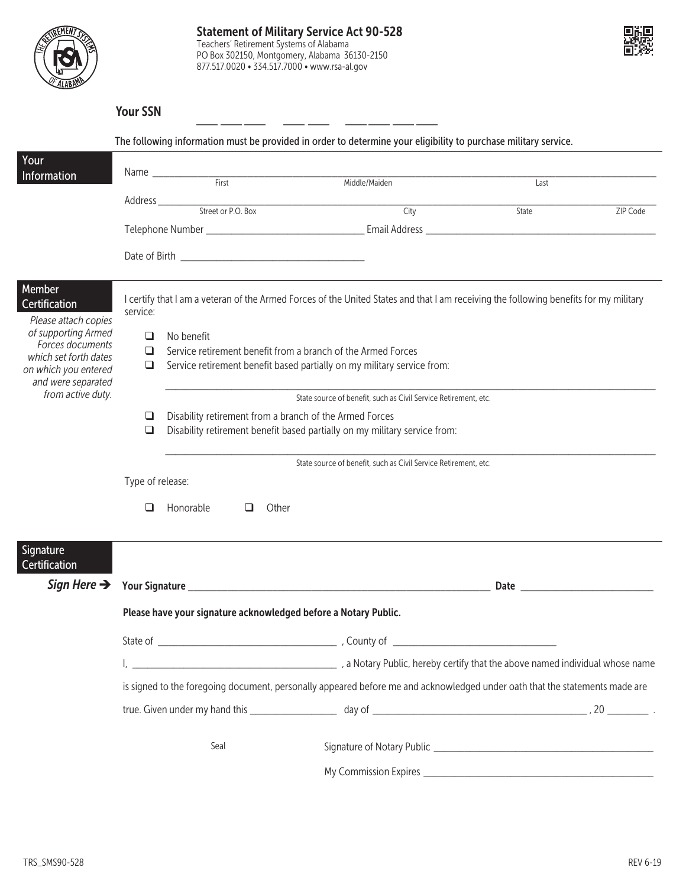# Statement of Military Service Act 90-528

Teachers' Retirement Systems of Alabama
PO Box 302150, Montgomery, Alabama 36130-2150
877.517.0020 • 334.517.7000 • www.rsa-al.gov

**Your SSN** ___ ___ ___ &nbsp; ___ ___ &nbsp; ___ ___ ___ ___

**The following information must be provided in order to determine your eligibility to purchase military service.**

## Your Information

Name ______________________________________________
First &nbsp;&nbsp;&nbsp; Middle/Maiden &nbsp;&nbsp;&nbsp; Last

Address ______________________________________________
Street or P.O. Box &nbsp;&nbsp;&nbsp; City &nbsp;&nbsp;&nbsp; State &nbsp;&nbsp;&nbsp; ZIP Code

Telephone Number ____________________ Email Address ____________________

Date of Birth ____________________

## Member Certification

*Please attach copies of supporting Armed Forces documents which set forth dates on which you entered and were separated from active duty.*

I certify that I am a veteran of the Armed Forces of the United States and that I am receiving the following benefits for my military service:

- ☐ No benefit
- ☐ Service retirement benefit from a branch of the Armed Forces
- ☐ Service retirement benefit based partially on my military service from:

______________________________________________
State source of benefit, such as Civil Service Retirement, etc.

- ☐ Disability retirement from a branch of the Armed Forces
- ☐ Disability retirement benefit based partially on my military service from:

______________________________________________
State source of benefit, such as Civil Service Retirement, etc.

Type of release:

☐ Honorable &nbsp;&nbsp;&nbsp; ☐ Other

## Signature Certification

***Sign Here*** ➔ **Your Signature** ______________________________ **Date** ____________

**Please have your signature acknowledged before a Notary Public.**

State of ____________________, County of ____________________

I, ____________________, a Notary Public, hereby certify that the above named individual whose name is signed to the foregoing document, personally appeared before me and acknowledged under oath that the statements made are true. Given under my hand this __________ day of ____________________, 20 ______ .

Seal &nbsp;&nbsp;&nbsp; Signature of Notary Public ____________________

My Commission Expires ____________________

TRS_SMS90-528 &nbsp;&nbsp;&nbsp; REV 6-19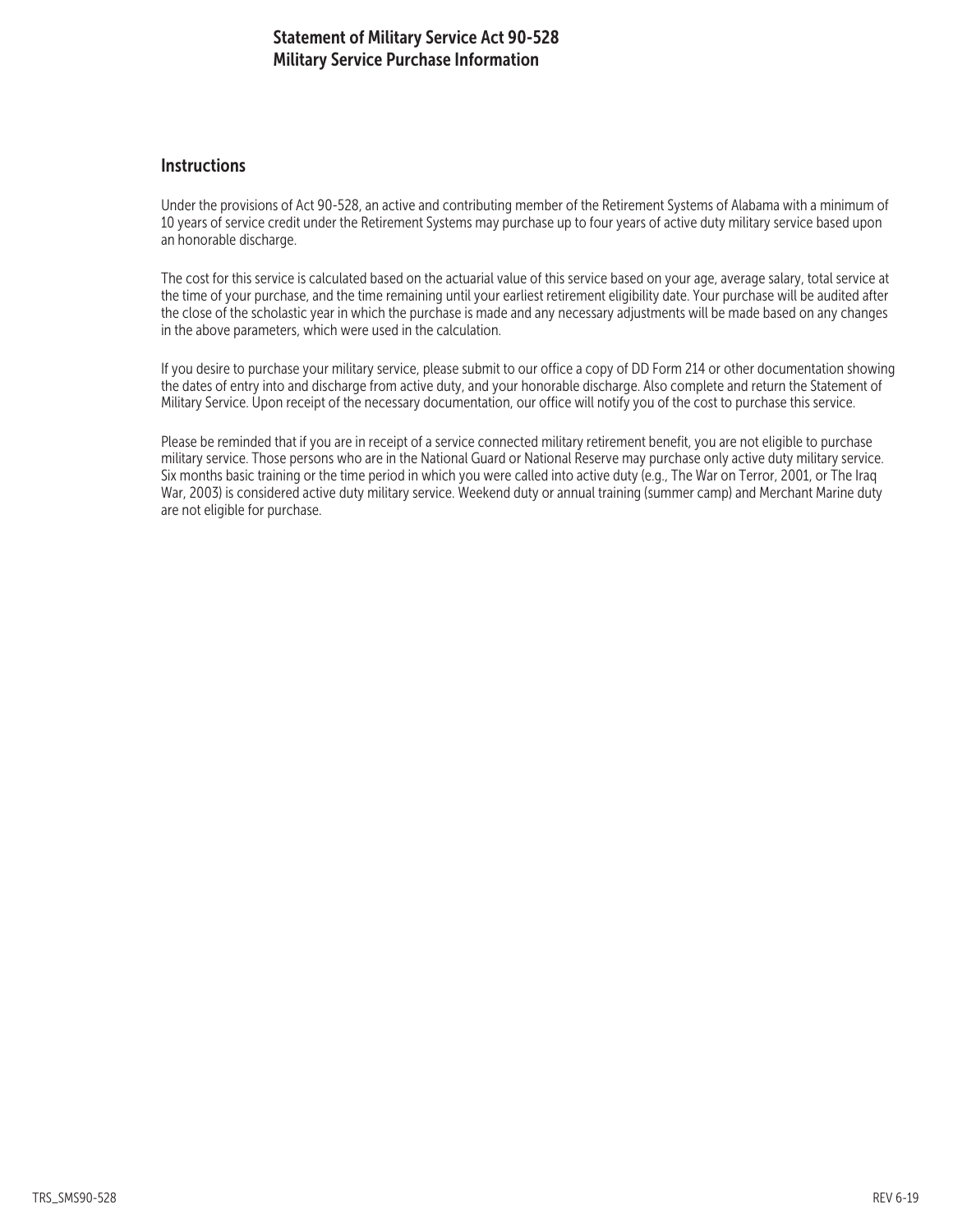## Statement of Military Service Act 90-528
## Military Service Purchase Information

### Instructions

Under the provisions of Act 90-528, an active and contributing member of the Retirement Systems of Alabama with a minimum of 10 years of service credit under the Retirement Systems may purchase up to four years of active duty military service based upon an honorable discharge.

The cost for this service is calculated based on the actuarial value of this service based on your age, average salary, total service at the time of your purchase, and the time remaining until your earliest retirement eligibility date. Your purchase will be audited after the close of the scholastic year in which the purchase is made and any necessary adjustments will be made based on any changes in the above parameters, which were used in the calculation.

If you desire to purchase your military service, please submit to our office a copy of DD Form 214 or other documentation showing the dates of entry into and discharge from active duty, and your honorable discharge. Also complete and return the Statement of Military Service. Upon receipt of the necessary documentation, our office will notify you of the cost to purchase this service.

Please be reminded that if you are in receipt of a service connected military retirement benefit, you are not eligible to purchase military service. Those persons who are in the National Guard or National Reserve may purchase only active duty military service. Six months basic training or the time period in which you were called into active duty (e.g., The War on Terror, 2001, or The Iraq War, 2003) is considered active duty military service. Weekend duty or annual training (summer camp) and Merchant Marine duty are not eligible for purchase.

TRS_SMS90-528 REV 6-19